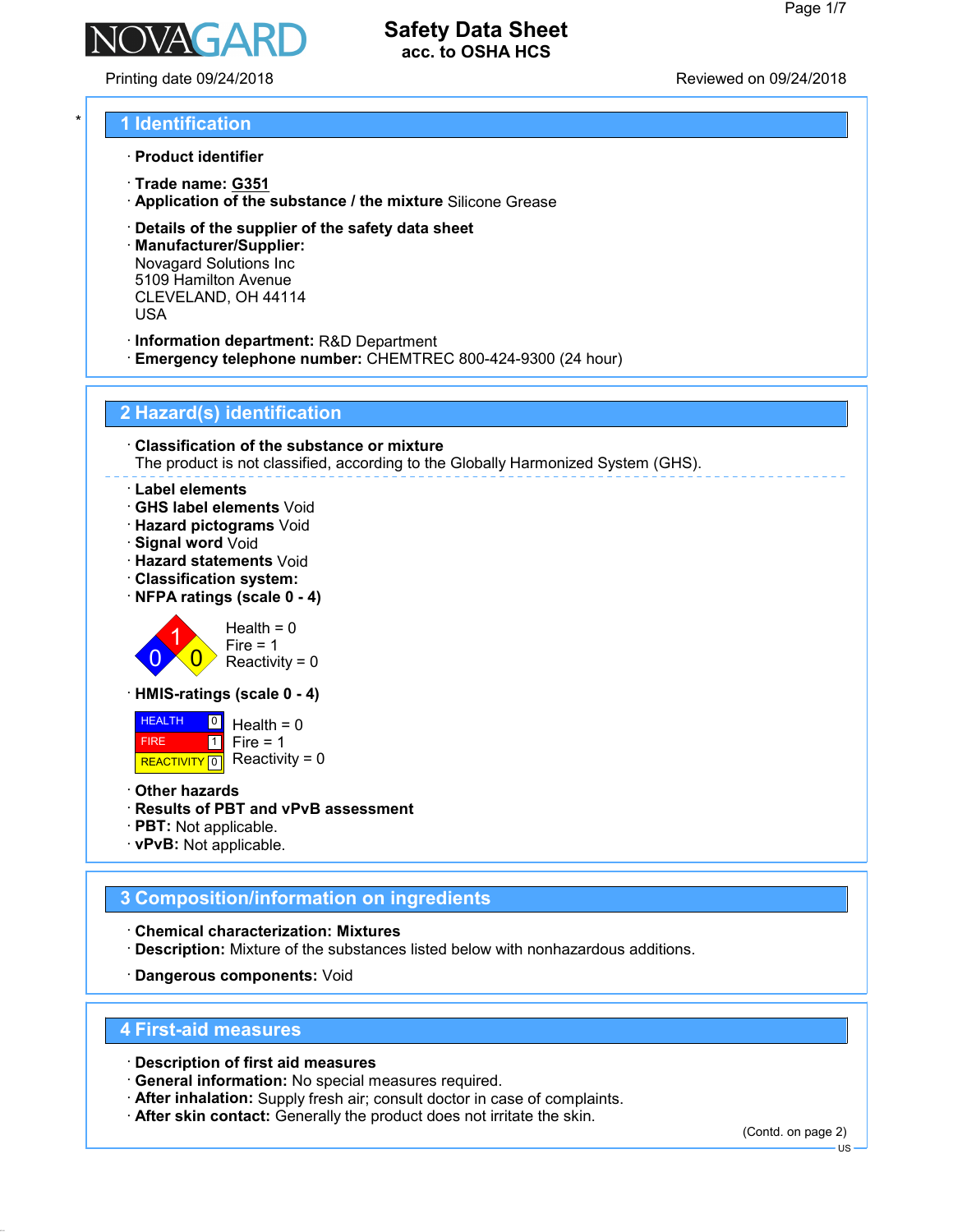# Safety Data Sheet
acc. to OSHA HCS

Printing date 09/24/2018 Reviewed on 09/24/2018

## 1 Identification

· **Product identifier**

· **Trade name: G351**

· **Application of the substance / the mixture** Silicone Grease

· **Details of the supplier of the safety data sheet**

· **Manufacturer/Supplier:**
Novagard Solutions Inc
5109 Hamilton Avenue
CLEVELAND, OH 44114
USA

· **Information department:** R&D Department

· **Emergency telephone number:** CHEMTREC 800-424-9300 (24 hour)

## 2 Hazard(s) identification

· **Classification of the substance or mixture**
The product is not classified, according to the Globally Harmonized System (GHS).

· **Label elements**
· **GHS label elements** Void
· **Hazard pictograms** Void
· **Signal word** Void
· **Hazard statements** Void
· **Classification system:**
· **NFPA ratings (scale 0 - 4)**

Health = 0
Fire = 1
Reactivity = 0

· **HMIS-ratings (scale 0 - 4)**

| | | |
|---|---|---|
| HEALTH | 0 | Health = 0 |
| FIRE | 1 | Fire = 1 |
| REACTIVITY | 0 | Reactivity = 0 |

· **Other hazards**
· **Results of PBT and vPvB assessment**
· **PBT:** Not applicable.
· **vPvB:** Not applicable.

## 3 Composition/information on ingredients

· **Chemical characterization: Mixtures**
· **Description:** Mixture of the substances listed below with nonhazardous additions.

· **Dangerous components:** Void

## 4 First-aid measures

· **Description of first aid measures**
· **General information:** No special measures required.
· **After inhalation:** Supply fresh air; consult doctor in case of complaints.
· **After skin contact:** Generally the product does not irritate the skin.

(Contd. on page 2)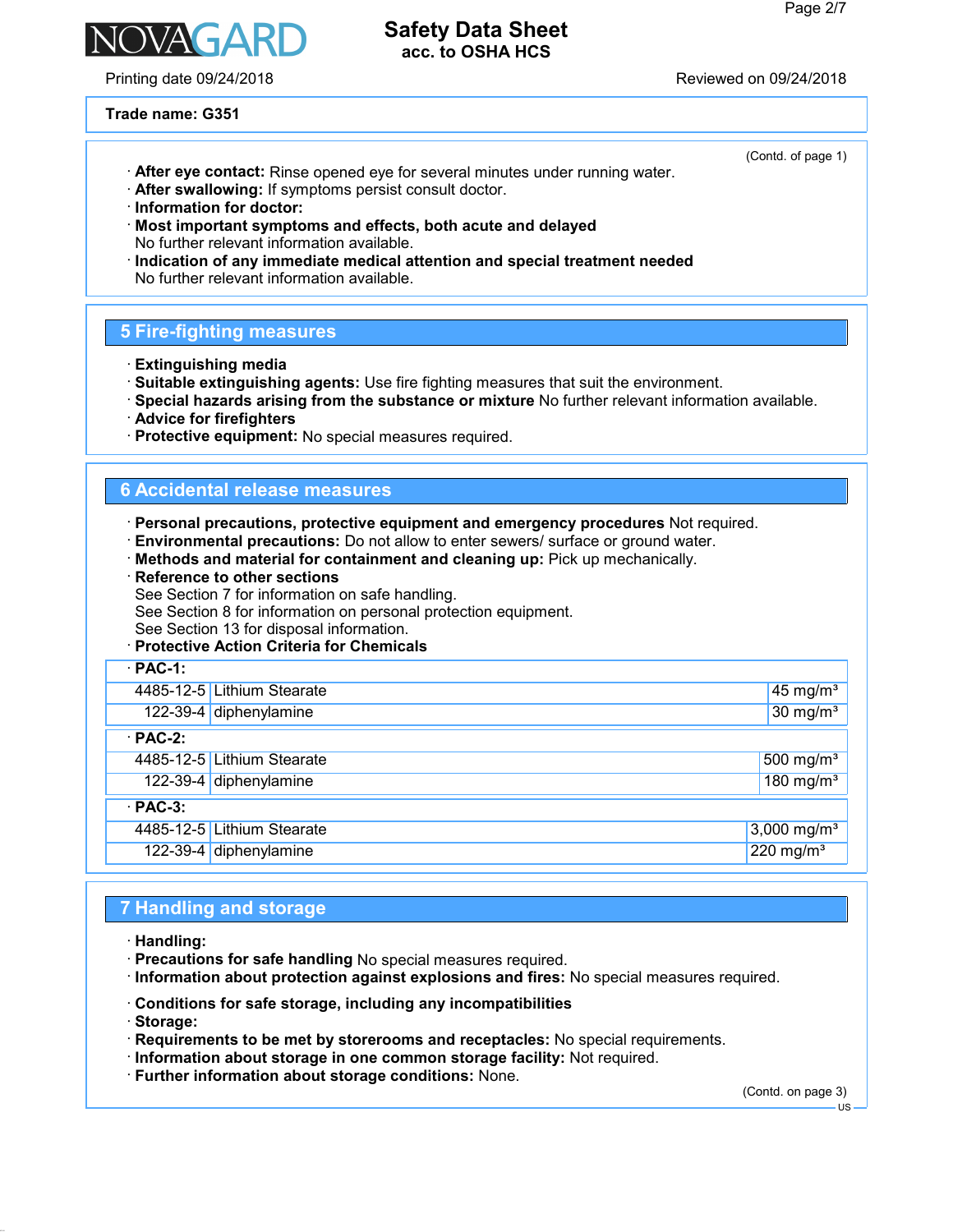**Trade name: G351**

(Contd. of page 1)

- **After eye contact:** Rinse opened eye for several minutes under running water.
- **After swallowing:** If symptoms persist consult doctor.
- **Information for doctor:**
- **Most important symptoms and effects, both acute and delayed**
  No further relevant information available.
- **Indication of any immediate medical attention and special treatment needed**
  No further relevant information available.

## 5 Fire-fighting measures

- **Extinguishing media**
- **Suitable extinguishing agents:** Use fire fighting measures that suit the environment.
- **Special hazards arising from the substance or mixture** No further relevant information available.
- **Advice for firefighters**
- **Protective equipment:** No special measures required.

## 6 Accidental release measures

- **Personal precautions, protective equipment and emergency procedures** Not required.
- **Environmental precautions:** Do not allow to enter sewers/ surface or ground water.
- **Methods and material for containment and cleaning up:** Pick up mechanically.
- **Reference to other sections**
  See Section 7 for information on safe handling.
  See Section 8 for information on personal protection equipment.
  See Section 13 for disposal information.
- **Protective Action Criteria for Chemicals**

| · PAC-1: | | |
|---|---|---|
| 4485-12-5 | Lithium Stearate | 45 mg/m³ |
| 122-39-4 | diphenylamine | 30 mg/m³ |
| **· PAC-2:** | | |
| 4485-12-5 | Lithium Stearate | 500 mg/m³ |
| 122-39-4 | diphenylamine | 180 mg/m³ |
| **· PAC-3:** | | |
| 4485-12-5 | Lithium Stearate | 3,000 mg/m³ |
| 122-39-4 | diphenylamine | 220 mg/m³ |

## 7 Handling and storage

- **Handling:**
- **Precautions for safe handling** No special measures required.
- **Information about protection against explosions and fires:** No special measures required.

- **Conditions for safe storage, including any incompatibilities**
- **Storage:**
- **Requirements to be met by storerooms and receptacles:** No special requirements.
- **Information about storage in one common storage facility:** Not required.
- **Further information about storage conditions:** None.

(Contd. on page 3)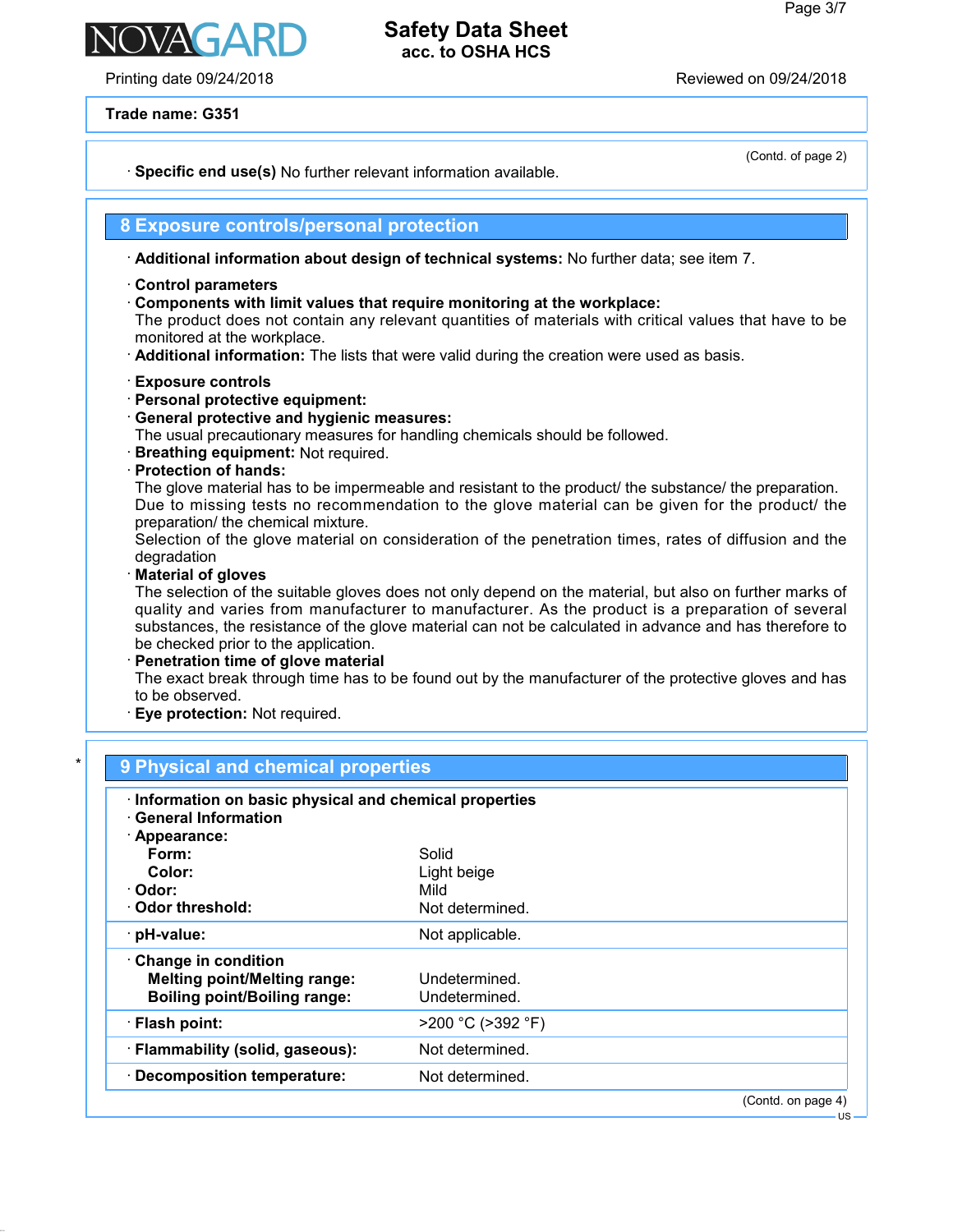Trade name: G351

(Contd. of page 2)

· **Specific end use(s)** No further relevant information available.

## 8 Exposure controls/personal protection

· **Additional information about design of technical systems:** No further data; see item 7.

· **Control parameters**
· **Components with limit values that require monitoring at the workplace:**
The product does not contain any relevant quantities of materials with critical values that have to be monitored at the workplace.
· **Additional information:** The lists that were valid during the creation were used as basis.

· **Exposure controls**
· **Personal protective equipment:**
· **General protective and hygienic measures:**
The usual precautionary measures for handling chemicals should be followed.
· **Breathing equipment:** Not required.
· **Protection of hands:**
The glove material has to be impermeable and resistant to the product/ the substance/ the preparation.
Due to missing tests no recommendation to the glove material can be given for the product/ the preparation/ the chemical mixture.
Selection of the glove material on consideration of the penetration times, rates of diffusion and the degradation
· **Material of gloves**
The selection of the suitable gloves does not only depend on the material, but also on further marks of quality and varies from manufacturer to manufacturer. As the product is a preparation of several substances, the resistance of the glove material can not be calculated in advance and has therefore to be checked prior to the application.
· **Penetration time of glove material**
The exact break through time has to be found out by the manufacturer of the protective gloves and has to be observed.
· **Eye protection:** Not required.

## 9 Physical and chemical properties

· **Information on basic physical and chemical properties**
· **General Information**
· **Appearance:**

| | |
|---|---|
| **Form:** | Solid |
| **Color:** | Light beige |
| · **Odor:** | Mild |
| · **Odor threshold:** | Not determined. |
| · **pH-value:** | Not applicable. |
| · **Change in condition** | |
| **Melting point/Melting range:** | Undetermined. |
| **Boiling point/Boiling range:** | Undetermined. |
| · **Flash point:** | >200 °C (>392 °F) |
| · **Flammability (solid, gaseous):** | Not determined. |
| · **Decomposition temperature:** | Not determined. |

(Contd. on page 4)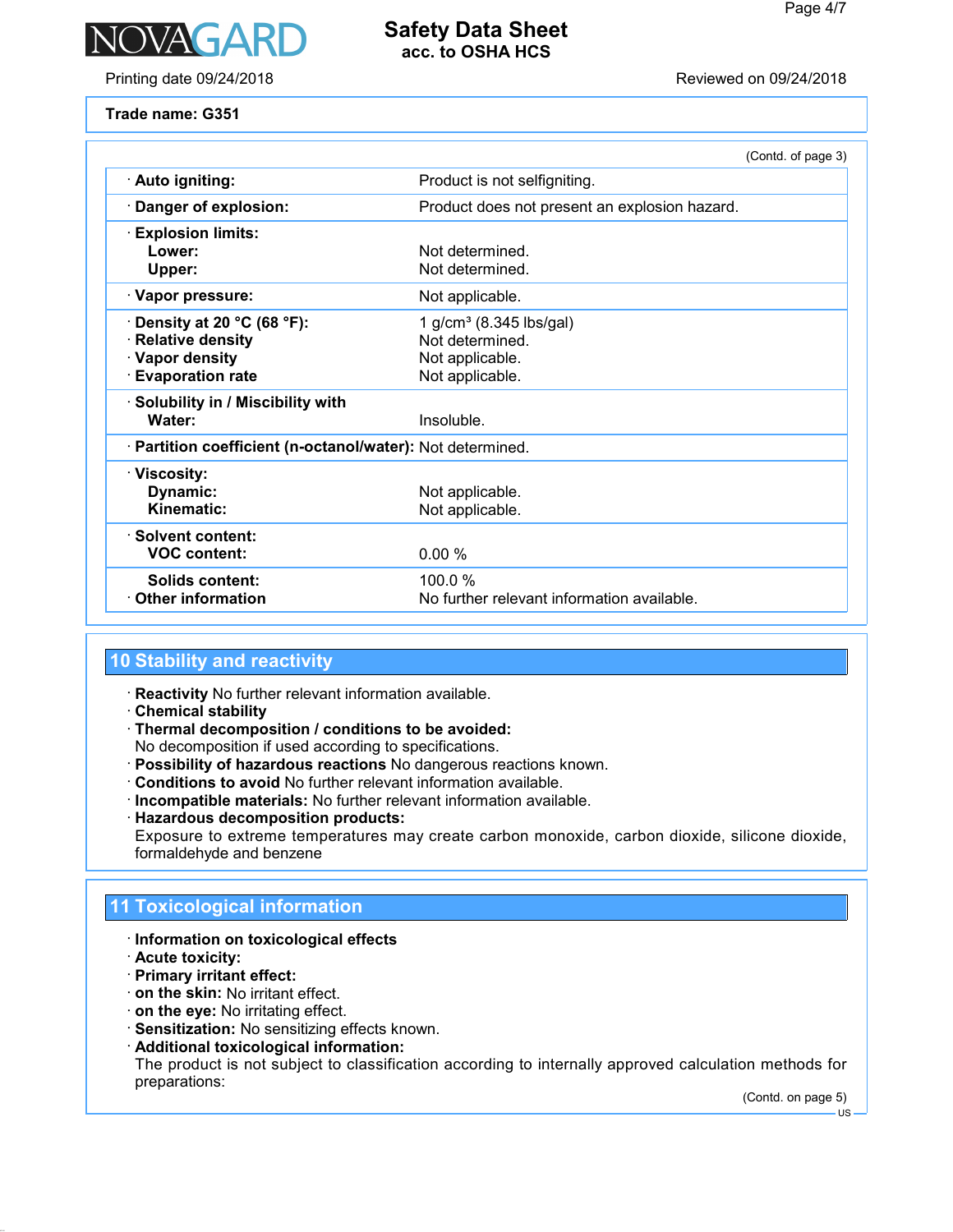**Trade name: G351**

(Contd. of page 3)

| | |
|---|---|
| · **Auto igniting:** | Product is not selfigniting. |
| · **Danger of explosion:** | Product does not present an explosion hazard. |
| · **Explosion limits:** | |
| **Lower:** | Not determined. |
| **Upper:** | Not determined. |
| · **Vapor pressure:** | Not applicable. |
| · **Density at 20 °C (68 °F):** | 1 g/cm³ (8.345 lbs/gal) |
| · **Relative density** | Not determined. |
| · **Vapor density** | Not applicable. |
| · **Evaporation rate** | Not applicable. |
| · **Solubility in / Miscibility with** | |
| **Water:** | Insoluble. |
| · **Partition coefficient (n-octanol/water):** | Not determined. |
| · **Viscosity:** | |
| **Dynamic:** | Not applicable. |
| **Kinematic:** | Not applicable. |
| · **Solvent content:** | |
| **VOC content:** | 0.00 % |
| **Solids content:** | 100.0 % |
| · **Other information** | No further relevant information available. |

## 10 Stability and reactivity

· **Reactivity** No further relevant information available.
· **Chemical stability**
· **Thermal decomposition / conditions to be avoided:**
No decomposition if used according to specifications.
· **Possibility of hazardous reactions** No dangerous reactions known.
· **Conditions to avoid** No further relevant information available.
· **Incompatible materials:** No further relevant information available.
· **Hazardous decomposition products:**
Exposure to extreme temperatures may create carbon monoxide, carbon dioxide, silicone dioxide, formaldehyde and benzene

## 11 Toxicological information

· **Information on toxicological effects**
· **Acute toxicity:**
· **Primary irritant effect:**
· **on the skin:** No irritant effect.
· **on the eye:** No irritating effect.
· **Sensitization:** No sensitizing effects known.
· **Additional toxicological information:**
The product is not subject to classification according to internally approved calculation methods for preparations:

(Contd. on page 5)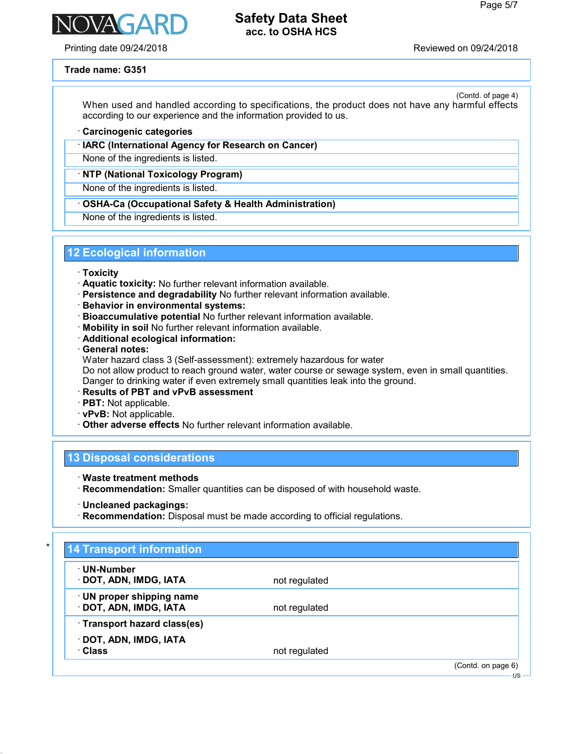**Trade name: G351**

(Contd. of page 4)

When used and handled according to specifications, the product does not have any harmful effects according to our experience and the information provided to us.

· **Carcinogenic categories**

· **IARC (International Agency for Research on Cancer)**

None of the ingredients is listed.

· **NTP (National Toxicology Program)**

None of the ingredients is listed.

· **OSHA-Ca (Occupational Safety & Health Administration)**

None of the ingredients is listed.

## 12 Ecological information

· **Toxicity**
· **Aquatic toxicity:** No further relevant information available.
· **Persistence and degradability** No further relevant information available.
· **Behavior in environmental systems:**
· **Bioaccumulative potential** No further relevant information available.
· **Mobility in soil** No further relevant information available.
· **Additional ecological information:**
· **General notes:**
Water hazard class 3 (Self-assessment): extremely hazardous for water
Do not allow product to reach ground water, water course or sewage system, even in small quantities.
Danger to drinking water if even extremely small quantities leak into the ground.
· **Results of PBT and vPvB assessment**
· **PBT:** Not applicable.
· **vPvB:** Not applicable.
· **Other adverse effects** No further relevant information available.

## 13 Disposal considerations

· **Waste treatment methods**
· **Recommendation:** Smaller quantities can be disposed of with household waste.

· **Uncleaned packagings:**
· **Recommendation:** Disposal must be made according to official regulations.

## 14 Transport information

| | |
|---|---|
| · **UN-Number**<br>· **DOT, ADN, IMDG, IATA** | not regulated |
| · **UN proper shipping name**<br>· **DOT, ADN, IMDG, IATA** | not regulated |
| · **Transport hazard class(es)**<br><br>· **DOT, ADN, IMDG, IATA**<br>· **Class** | not regulated |

(Contd. on page 6)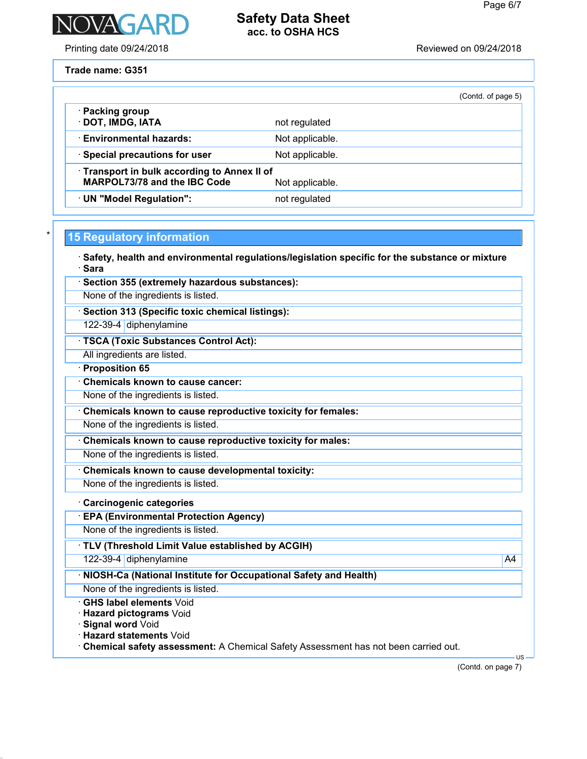**Trade name: G351**

(Contd. of page 5)

| | |
|---|---|
| · **Packing group** · **DOT, IMDG, IATA** | not regulated |
| · **Environmental hazards:** | Not applicable. |
| · **Special precautions for user** | Not applicable. |
| · **Transport in bulk according to Annex II of MARPOL73/78 and the IBC Code** | Not applicable. |
| · **UN "Model Regulation":** | not regulated |

## 15 Regulatory information

· **Safety, health and environmental regulations/legislation specific for the substance or mixture**
· **Sara**

· **Section 355 (extremely hazardous substances):**
None of the ingredients is listed.

· **Section 313 (Specific toxic chemical listings):**

| | |
|---|---|
| 122-39-4 | diphenylamine |

· **TSCA (Toxic Substances Control Act):**
All ingredients are listed.

· **Proposition 65**

· **Chemicals known to cause cancer:**
None of the ingredients is listed.

· **Chemicals known to cause reproductive toxicity for females:**
None of the ingredients is listed.

· **Chemicals known to cause reproductive toxicity for males:**
None of the ingredients is listed.

· **Chemicals known to cause developmental toxicity:**
None of the ingredients is listed.

· **Carcinogenic categories**

· **EPA (Environmental Protection Agency)**
None of the ingredients is listed.

· **TLV (Threshold Limit Value established by ACGIH)**

| | | |
|---|---|---|
| 122-39-4 | diphenylamine | A4 |

· **NIOSH-Ca (National Institute for Occupational Safety and Health)**
None of the ingredients is listed.

· **GHS label elements** Void
· **Hazard pictograms** Void
· **Signal word** Void
· **Hazard statements** Void
· **Chemical safety assessment:** A Chemical Safety Assessment has not been carried out.

(Contd. on page 7)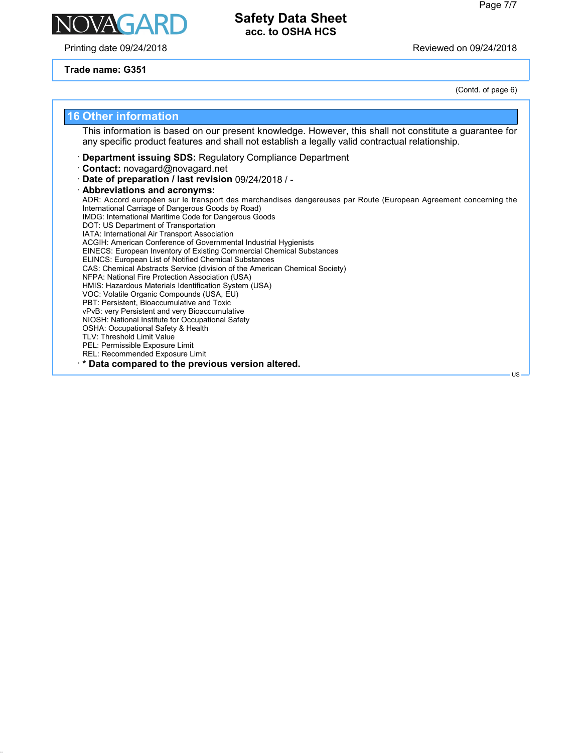**Trade name: G351**

(Contd. of page 6)

## 16 Other information

This information is based on our present knowledge. However, this shall not constitute a guarantee for any specific product features and shall not establish a legally valid contractual relationship.

- **Department issuing SDS:** Regulatory Compliance Department
- **Contact:** novagard@novagard.net
- **Date of preparation / last revision** 09/24/2018 / -
- **Abbreviations and acronyms:**

ADR: Accord européen sur le transport des marchandises dangereuses par Route (European Agreement concerning the International Carriage of Dangerous Goods by Road)
IMDG: International Maritime Code for Dangerous Goods
DOT: US Department of Transportation
IATA: International Air Transport Association
ACGIH: American Conference of Governmental Industrial Hygienists
EINECS: European Inventory of Existing Commercial Chemical Substances
ELINCS: European List of Notified Chemical Substances
CAS: Chemical Abstracts Service (division of the American Chemical Society)
NFPA: National Fire Protection Association (USA)
HMIS: Hazardous Materials Identification System (USA)
VOC: Volatile Organic Compounds (USA, EU)
PBT: Persistent, Bioaccumulative and Toxic
vPvB: very Persistent and very Bioaccumulative
NIOSH: National Institute for Occupational Safety
OSHA: Occupational Safety & Health
TLV: Threshold Limit Value
PEL: Permissible Exposure Limit
REL: Recommended Exposure Limit

- **\* Data compared to the previous version altered.**

US